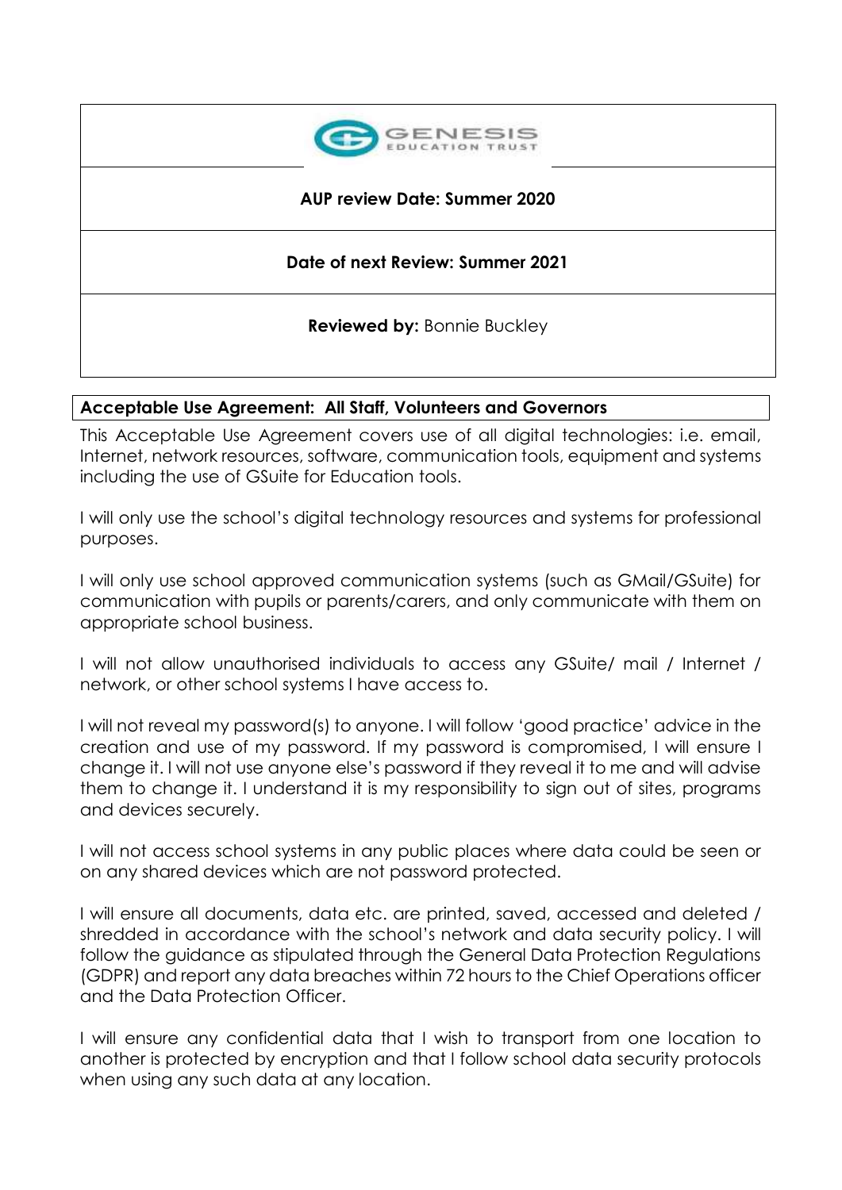GENESIS EDUCATION TRUST

**AUP review Date: Summer 2020**

**Date of next Review: Summer 2021**

**Reviewed by:** Bonnie Buckley

## Acceptable Use Agreement: All Staff, Volunteers and Governors

This Acceptable Use Agreement covers use of all digital technologies: i.e. email, Internet, network resources, software, communication tools, equipment and systems including the use of GSuite for Education tools.

I will only use the school's digital technology resources and systems for professional purposes.

I will only use school approved communication systems (such as GMail/GSuite) for communication with pupils or parents/carers, and only communicate with them on appropriate school business.

I will not allow unauthorised individuals to access any GSuite/ mail / Internet / network, or other school systems I have access to.

I will not reveal my password(s) to anyone. I will follow 'good practice' advice in the creation and use of my password. If my password is compromised, I will ensure I change it. I will not use anyone else's password if they reveal it to me and will advise them to change it. I understand it is my responsibility to sign out of sites, programs and devices securely.

I will not access school systems in any public places where data could be seen or on any shared devices which are not password protected.

I will ensure all documents, data etc. are printed, saved, accessed and deleted / shredded in accordance with the school's network and data security policy. I will follow the guidance as stipulated through the General Data Protection Regulations (GDPR) and report any data breaches within 72 hours to the Chief Operations officer and the Data Protection Officer.

I will ensure any confidential data that I wish to transport from one location to another is protected by encryption and that I follow school data security protocols when using any such data at any location.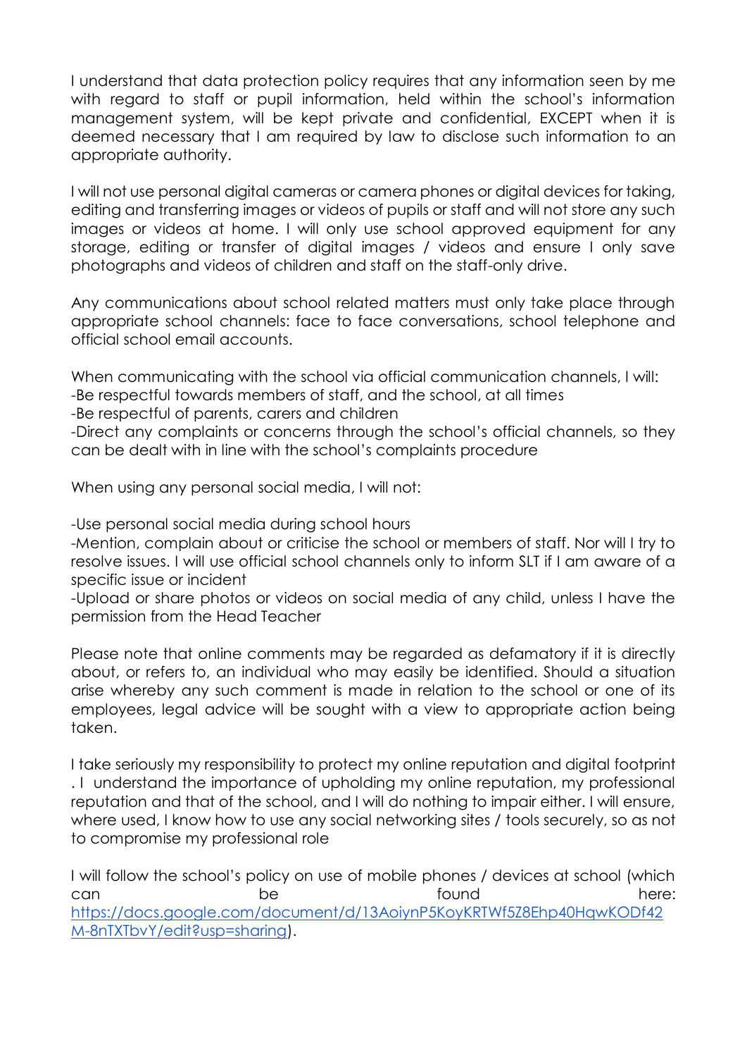I understand that data protection policy requires that any information seen by me with regard to staff or pupil information, held within the school's information management system, will be kept private and confidential, EXCEPT when it is deemed necessary that I am required by law to disclose such information to an appropriate authority.

I will not use personal digital cameras or camera phones or digital devices for taking, editing and transferring images or videos of pupils or staff and will not store any such images or videos at home. I will only use school approved equipment for any storage, editing or transfer of digital images / videos and ensure I only save photographs and videos of children and staff on the staff-only drive.

Any communications about school related matters must only take place through appropriate school channels: face to face conversations, school telephone and official school email accounts.

When communicating with the school via official communication channels, I will:
-Be respectful towards members of staff, and the school, at all times
-Be respectful of parents, carers and children
-Direct any complaints or concerns through the school's official channels, so they can be dealt with in line with the school's complaints procedure

When using any personal social media, I will not:

-Use personal social media during school hours
-Mention, complain about or criticise the school or members of staff. Nor will I try to resolve issues. I will use official school channels only to inform SLT if I am aware of a specific issue or incident
-Upload or share photos or videos on social media of any child, unless I have the permission from the Head Teacher

Please note that online comments may be regarded as defamatory if it is directly about, or refers to, an individual who may easily be identified. Should a situation arise whereby any such comment is made in relation to the school or one of its employees, legal advice will be sought with a view to appropriate action being taken.

I take seriously my responsibility to protect my online reputation and digital footprint . I understand the importance of upholding my online reputation, my professional reputation and that of the school, and I will do nothing to impair either. I will ensure, where used, I know how to use any social networking sites / tools securely, so as not to compromise my professional role

I will follow the school's policy on use of mobile phones / devices at school (which can be found here: [https://docs.google.com/document/d/13AoiynP5KoyKRTWf5Z8Ehp40HqwKODf42M-8nTXTbvY/edit?usp=sharing](https://docs.google.com/document/d/13AoiynP5KoyKRTWf5Z8Ehp40HqwKODf42M-8nTXTbvY/edit?usp=sharing)).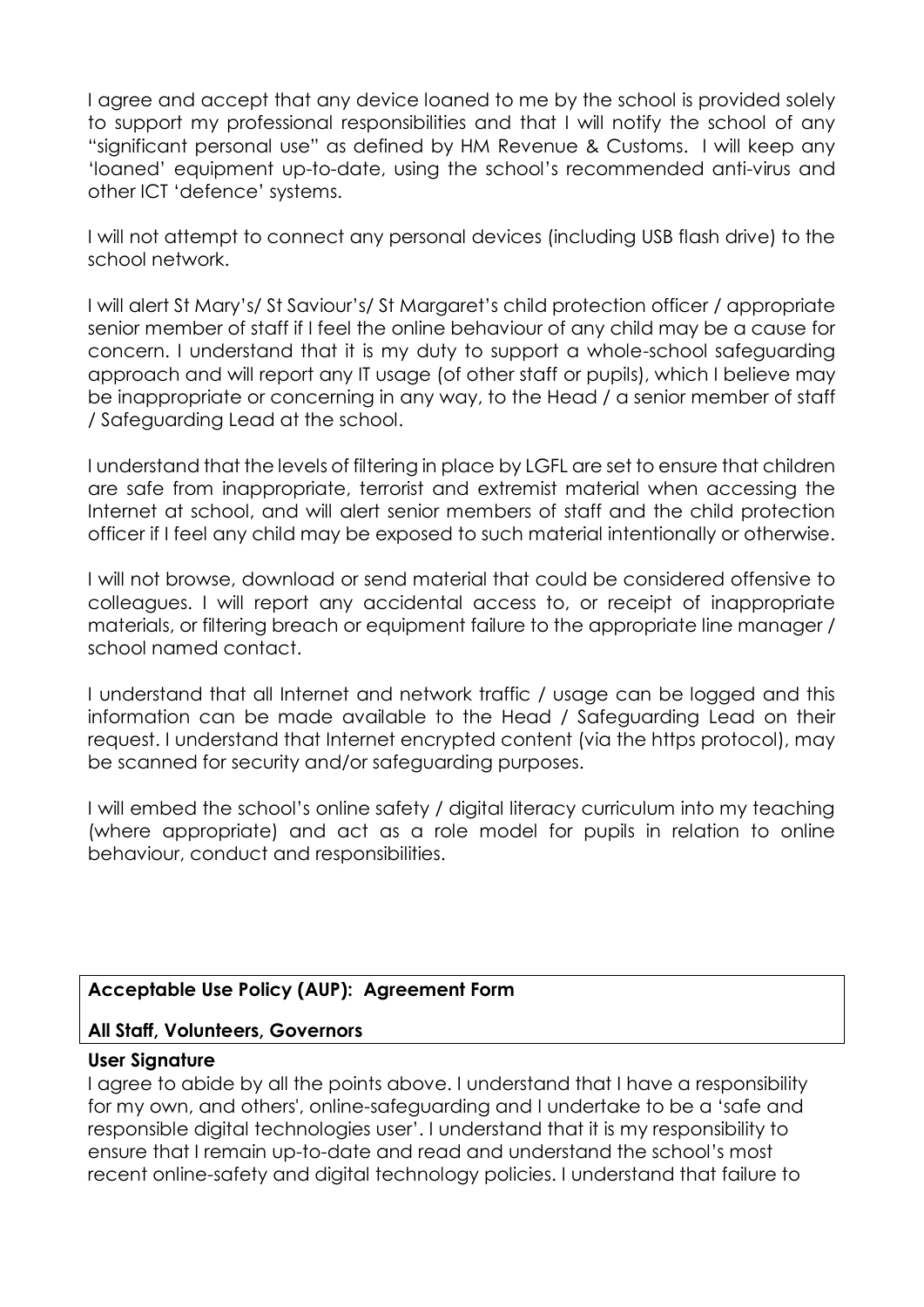I agree and accept that any device loaned to me by the school is provided solely to support my professional responsibilities and that I will notify the school of any "significant personal use" as defined by HM Revenue & Customs. I will keep any 'loaned' equipment up-to-date, using the school's recommended anti-virus and other ICT 'defence' systems.

I will not attempt to connect any personal devices (including USB flash drive) to the school network.

I will alert St Mary's/ St Saviour's/ St Margaret's child protection officer / appropriate senior member of staff if I feel the online behaviour of any child may be a cause for concern. I understand that it is my duty to support a whole-school safeguarding approach and will report any IT usage (of other staff or pupils), which I believe may be inappropriate or concerning in any way, to the Head / a senior member of staff / Safeguarding Lead at the school.

I understand that the levels of filtering in place by LGFL are set to ensure that children are safe from inappropriate, terrorist and extremist material when accessing the Internet at school, and will alert senior members of staff and the child protection officer if I feel any child may be exposed to such material intentionally or otherwise.

I will not browse, download or send material that could be considered offensive to colleagues. I will report any accidental access to, or receipt of inappropriate materials, or filtering breach or equipment failure to the appropriate line manager / school named contact.

I understand that all Internet and network traffic / usage can be logged and this information can be made available to the Head / Safeguarding Lead on their request. I understand that Internet encrypted content (via the https protocol), may be scanned for security and/or safeguarding purposes.

I will embed the school's online safety / digital literacy curriculum into my teaching (where appropriate) and act as a role model for pupils in relation to online behaviour, conduct and responsibilities.

**Acceptable Use Policy (AUP): Agreement Form**

**All Staff, Volunteers, Governors**

**User Signature**

I agree to abide by all the points above. I understand that I have a responsibility for my own, and others', online-safeguarding and I undertake to be a 'safe and responsible digital technologies user'. I understand that it is my responsibility to ensure that I remain up-to-date and read and understand the school's most recent online-safety and digital technology policies. I understand that failure to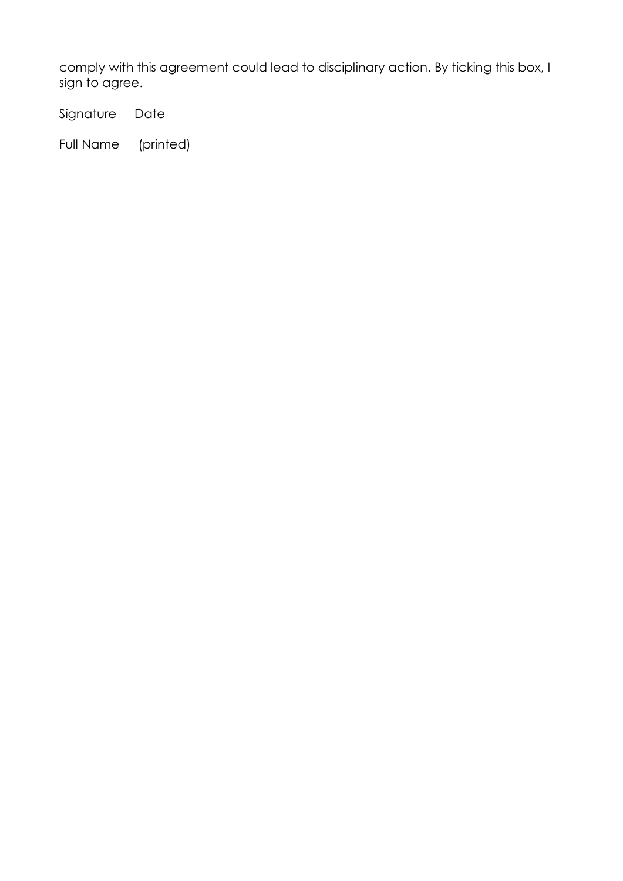comply with this agreement could lead to disciplinary action. By ticking this box, I sign to agree.

Signature Date

Full Name (printed)